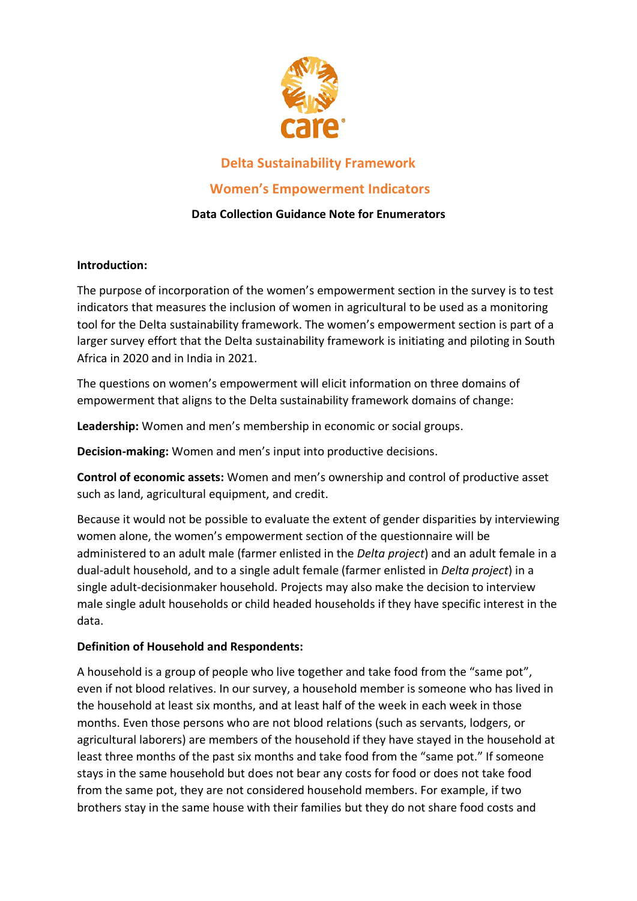# Delta Sustainability Framework

## Women's Empowerment Indicators

### Data Collection Guidance Note for Enumerators

**Introduction:**

The purpose of incorporation of the women's empowerment section in the survey is to test indicators that measures the inclusion of women in agricultural to be used as a monitoring tool for the Delta sustainability framework. The women's empowerment section is part of a larger survey effort that the Delta sustainability framework is initiating and piloting in South Africa in 2020 and in India in 2021.

The questions on women's empowerment will elicit information on three domains of empowerment that aligns to the Delta sustainability framework domains of change:

**Leadership:** Women and men's membership in economic or social groups.

**Decision-making:** Women and men's input into productive decisions.

**Control of economic assets:** Women and men's ownership and control of productive asset such as land, agricultural equipment, and credit.

Because it would not be possible to evaluate the extent of gender disparities by interviewing women alone, the women's empowerment section of the questionnaire will be administered to an adult male (farmer enlisted in the *Delta project*) and an adult female in a dual-adult household, and to a single adult female (farmer enlisted in *Delta project*) in a single adult-decisionmaker household. Projects may also make the decision to interview male single adult households or child headed households if they have specific interest in the data.

**Definition of Household and Respondents:**

A household is a group of people who live together and take food from the "same pot", even if not blood relatives. In our survey, a household member is someone who has lived in the household at least six months, and at least half of the week in each week in those months. Even those persons who are not blood relations (such as servants, lodgers, or agricultural laborers) are members of the household if they have stayed in the household at least three months of the past six months and take food from the "same pot." If someone stays in the same household but does not bear any costs for food or does not take food from the same pot, they are not considered household members. For example, if two brothers stay in the same house with their families but they do not share food costs and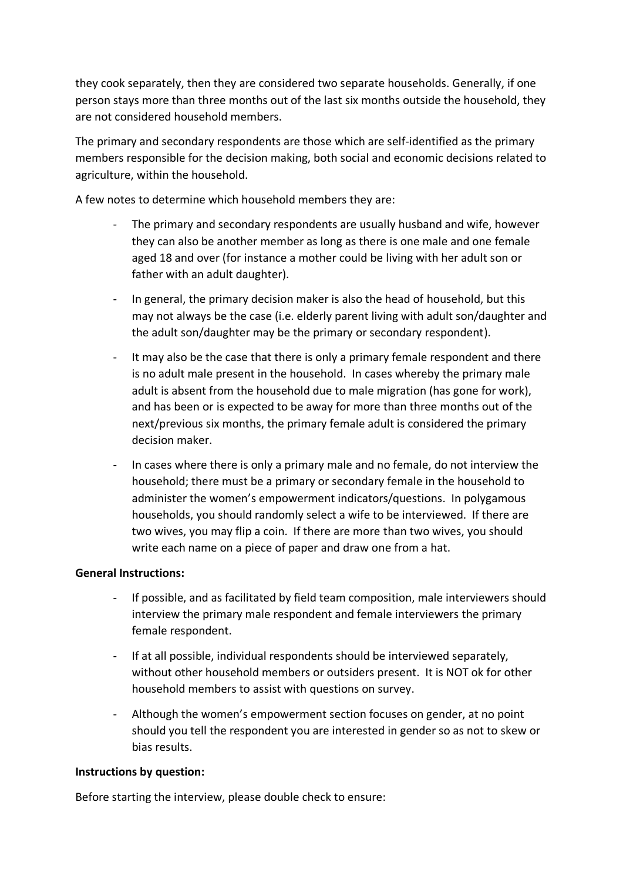they cook separately, then they are considered two separate households. Generally, if one person stays more than three months out of the last six months outside the household, they are not considered household members.

The primary and secondary respondents are those which are self-identified as the primary members responsible for the decision making, both social and economic decisions related to agriculture, within the household.

A few notes to determine which household members they are:

- The primary and secondary respondents are usually husband and wife, however they can also be another member as long as there is one male and one female aged 18 and over (for instance a mother could be living with her adult son or father with an adult daughter).
- In general, the primary decision maker is also the head of household, but this may not always be the case (i.e. elderly parent living with adult son/daughter and the adult son/daughter may be the primary or secondary respondent).
- It may also be the case that there is only a primary female respondent and there is no adult male present in the household. In cases whereby the primary male adult is absent from the household due to male migration (has gone for work), and has been or is expected to be away for more than three months out of the next/previous six months, the primary female adult is considered the primary decision maker.
- In cases where there is only a primary male and no female, do not interview the household; there must be a primary or secondary female in the household to administer the women's empowerment indicators/questions. In polygamous households, you should randomly select a wife to be interviewed. If there are two wives, you may flip a coin. If there are more than two wives, you should write each name on a piece of paper and draw one from a hat.

**General Instructions:**

- If possible, and as facilitated by field team composition, male interviewers should interview the primary male respondent and female interviewers the primary female respondent.
- If at all possible, individual respondents should be interviewed separately, without other household members or outsiders present. It is NOT ok for other household members to assist with questions on survey.
- Although the women's empowerment section focuses on gender, at no point should you tell the respondent you are interested in gender so as not to skew or bias results.

**Instructions by question:**

Before starting the interview, please double check to ensure: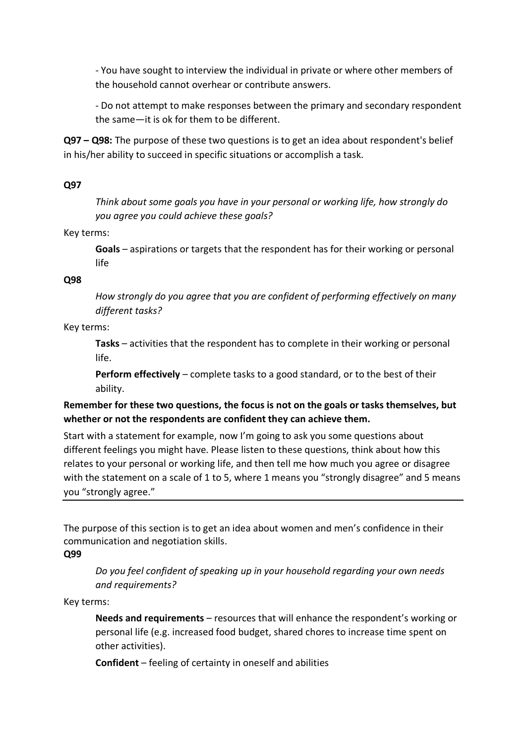- You have sought to interview the individual in private or where other members of the household cannot overhear or contribute answers.

- Do not attempt to make responses between the primary and secondary respondent the same—it is ok for them to be different.

**Q97 – Q98:** The purpose of these two questions is to get an idea about respondent's belief in his/her ability to succeed in specific situations or accomplish a task.

**Q97**

*Think about some goals you have in your personal or working life, how strongly do you agree you could achieve these goals?*

Key terms:

**Goals** – aspirations or targets that the respondent has for their working or personal life

**Q98**

*How strongly do you agree that you are confident of performing effectively on many different tasks?*

Key terms:

**Tasks** – activities that the respondent has to complete in their working or personal life.

**Perform effectively** – complete tasks to a good standard, or to the best of their ability.

**Remember for these two questions, the focus is not on the goals or tasks themselves, but whether or not the respondents are confident they can achieve them.**

Start with a statement for example, now I'm going to ask you some questions about different feelings you might have. Please listen to these questions, think about how this relates to your personal or working life, and then tell me how much you agree or disagree with the statement on a scale of 1 to 5, where 1 means you "strongly disagree" and 5 means you "strongly agree."

---

The purpose of this section is to get an idea about women and men's confidence in their communication and negotiation skills.

**Q99**

*Do you feel confident of speaking up in your household regarding your own needs and requirements?*

Key terms:

**Needs and requirements** – resources that will enhance the respondent's working or personal life (e.g. increased food budget, shared chores to increase time spent on other activities).

**Confident** – feeling of certainty in oneself and abilities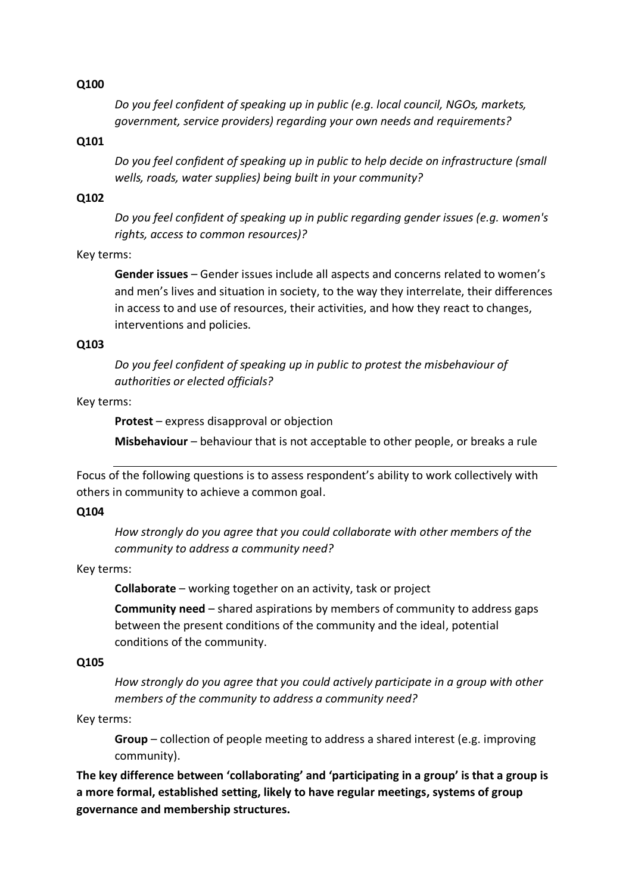**Q100**

> *Do you feel confident of speaking up in public (e.g. local council, NGOs, markets, government, service providers) regarding your own needs and requirements?*

**Q101**

> *Do you feel confident of speaking up in public to help decide on infrastructure (small wells, roads, water supplies) being built in your community?*

**Q102**

> *Do you feel confident of speaking up in public regarding gender issues (e.g. women's rights, access to common resources)?*

Key terms:

> **Gender issues** – Gender issues include all aspects and concerns related to women's and men's lives and situation in society, to the way they interrelate, their differences in access to and use of resources, their activities, and how they react to changes, interventions and policies.

**Q103**

> *Do you feel confident of speaking up in public to protest the misbehaviour of authorities or elected officials?*

Key terms:

> **Protest** – express disapproval or objection
>
> **Misbehaviour** – behaviour that is not acceptable to other people, or breaks a rule

---

Focus of the following questions is to assess respondent's ability to work collectively with others in community to achieve a common goal.

**Q104**

> *How strongly do you agree that you could collaborate with other members of the community to address a community need?*

Key terms:

> **Collaborate** – working together on an activity, task or project
>
> **Community need** – shared aspirations by members of community to address gaps between the present conditions of the community and the ideal, potential conditions of the community.

**Q105**

> *How strongly do you agree that you could actively participate in a group with other members of the community to address a community need?*

Key terms:

> **Group** – collection of people meeting to address a shared interest (e.g. improving community).

**The key difference between 'collaborating' and 'participating in a group' is that a group is a more formal, established setting, likely to have regular meetings, systems of group governance and membership structures.**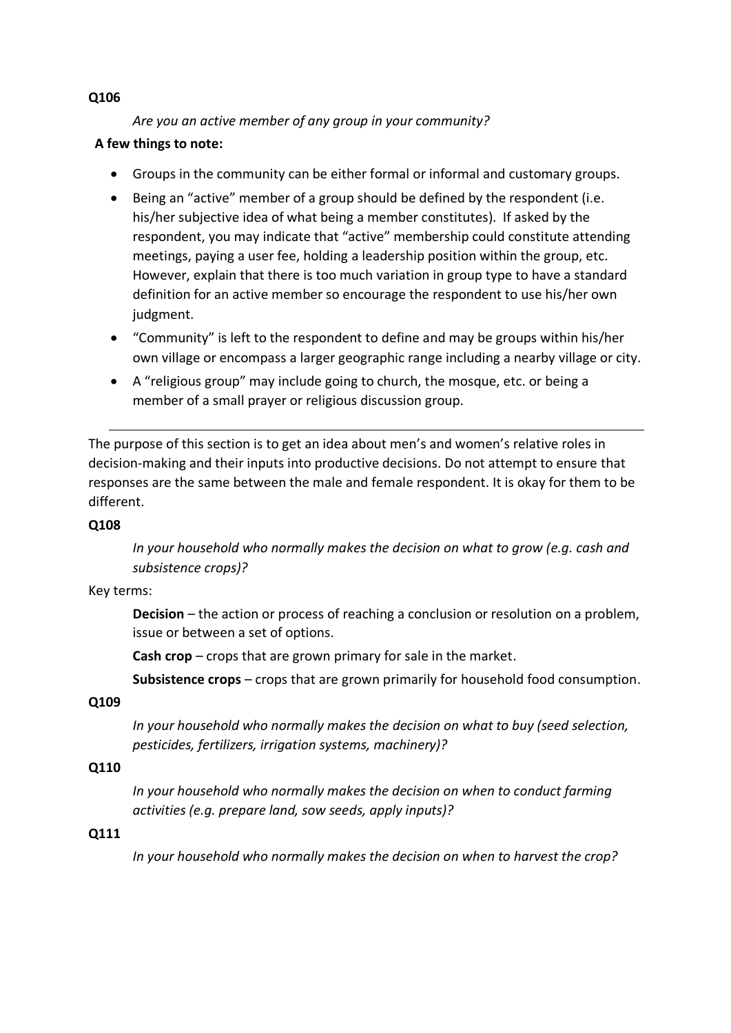**Q106**

*Are you an active member of any group in your community?*

**A few things to note:**

- Groups in the community can be either formal or informal and customary groups.
- Being an "active" member of a group should be defined by the respondent (i.e. his/her subjective idea of what being a member constitutes). If asked by the respondent, you may indicate that "active" membership could constitute attending meetings, paying a user fee, holding a leadership position within the group, etc. However, explain that there is too much variation in group type to have a standard definition for an active member so encourage the respondent to use his/her own judgment.
- "Community" is left to the respondent to define and may be groups within his/her own village or encompass a larger geographic range including a nearby village or city.
- A "religious group" may include going to church, the mosque, etc. or being a member of a small prayer or religious discussion group.

---

The purpose of this section is to get an idea about men's and women's relative roles in decision-making and their inputs into productive decisions. Do not attempt to ensure that responses are the same between the male and female respondent. It is okay for them to be different.

**Q108**

*In your household who normally makes the decision on what to grow (e.g. cash and subsistence crops)?*

Key terms:

**Decision** – the action or process of reaching a conclusion or resolution on a problem, issue or between a set of options.

**Cash crop** – crops that are grown primary for sale in the market.

**Subsistence crops** – crops that are grown primarily for household food consumption.

**Q109**

*In your household who normally makes the decision on what to buy (seed selection, pesticides, fertilizers, irrigation systems, machinery)?*

**Q110**

*In your household who normally makes the decision on when to conduct farming activities (e.g. prepare land, sow seeds, apply inputs)?*

**Q111**

*In your household who normally makes the decision on when to harvest the crop?*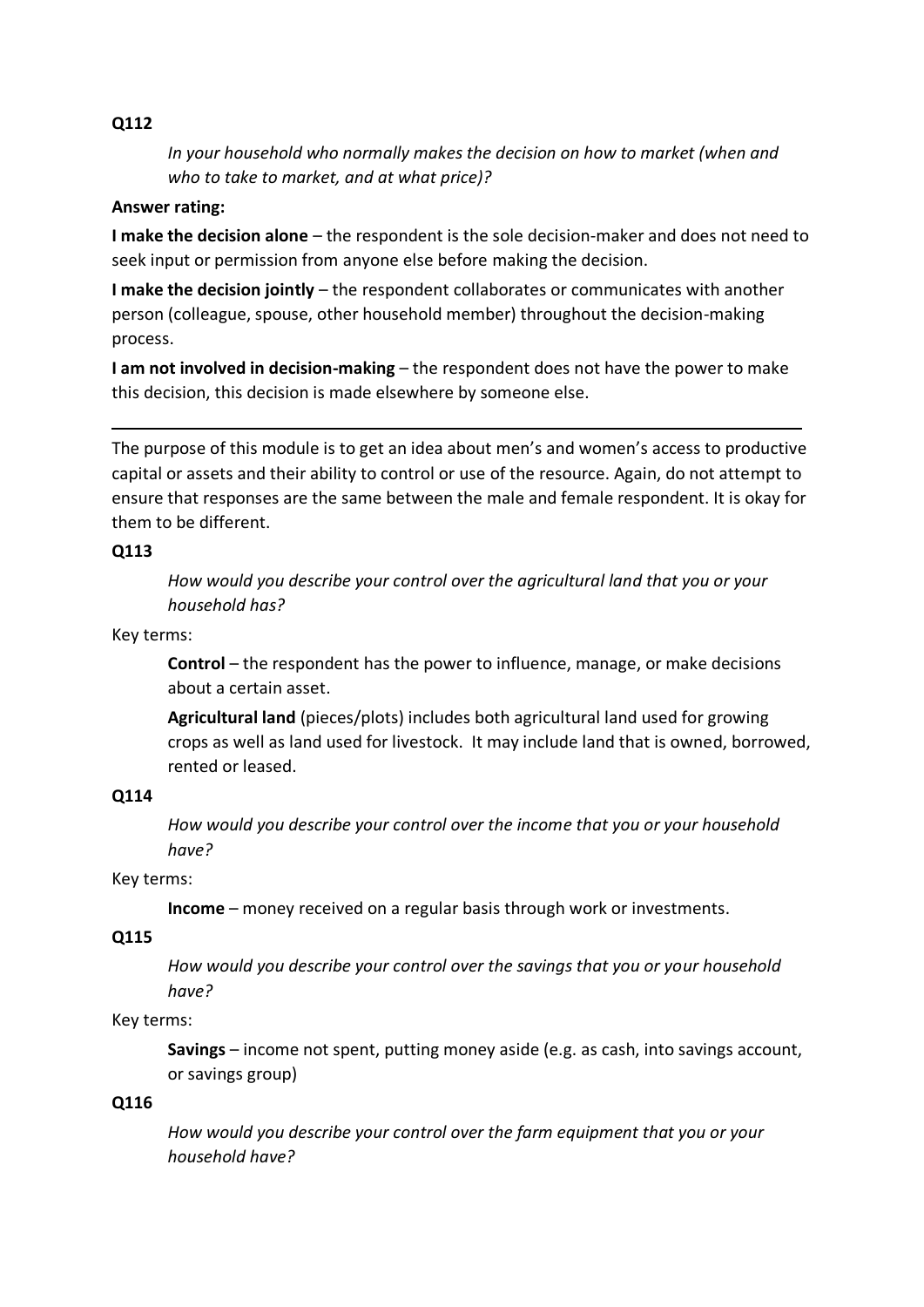**Q112**

> *In your household who normally makes the decision on how to market (when and who to take to market, and at what price)?*

**Answer rating:**

**I make the decision alone** – the respondent is the sole decision-maker and does not need to seek input or permission from anyone else before making the decision.

**I make the decision jointly** – the respondent collaborates or communicates with another person (colleague, spouse, other household member) throughout the decision-making process.

**I am not involved in decision-making** – the respondent does not have the power to make this decision, this decision is made elsewhere by someone else.

---

The purpose of this module is to get an idea about men's and women's access to productive capital or assets and their ability to control or use of the resource. Again, do not attempt to ensure that responses are the same between the male and female respondent. It is okay for them to be different.

**Q113**

> *How would you describe your control over the agricultural land that you or your household has?*

Key terms:

> **Control** – the respondent has the power to influence, manage, or make decisions about a certain asset.
>
> **Agricultural land** (pieces/plots) includes both agricultural land used for growing crops as well as land used for livestock. It may include land that is owned, borrowed, rented or leased.

**Q114**

> *How would you describe your control over the income that you or your household have?*

Key terms:

> **Income** – money received on a regular basis through work or investments.

**Q115**

> *How would you describe your control over the savings that you or your household have?*

Key terms:

> **Savings** – income not spent, putting money aside (e.g. as cash, into savings account, or savings group)

**Q116**

> *How would you describe your control over the farm equipment that you or your household have?*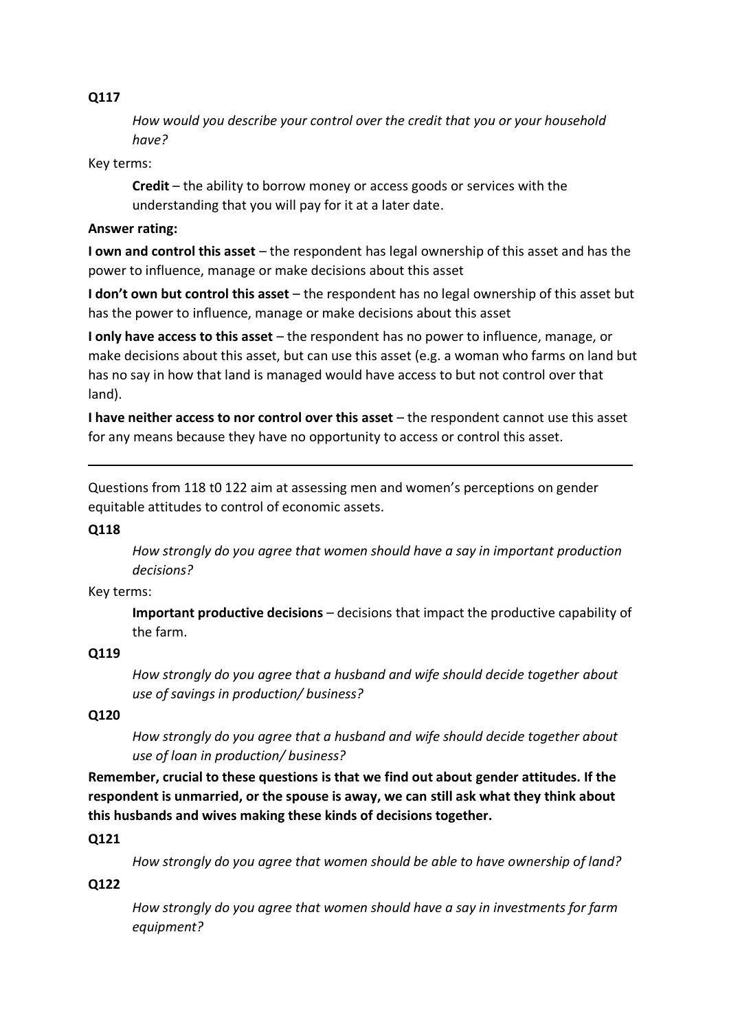**Q117**

> *How would you describe your control over the credit that you or your household have?*

Key terms:

> **Credit** – the ability to borrow money or access goods or services with the understanding that you will pay for it at a later date.

**Answer rating:**

**I own and control this asset** – the respondent has legal ownership of this asset and has the power to influence, manage or make decisions about this asset

**I don't own but control this asset** – the respondent has no legal ownership of this asset but has the power to influence, manage or make decisions about this asset

**I only have access to this asset** – the respondent has no power to influence, manage, or make decisions about this asset, but can use this asset (e.g. a woman who farms on land but has no say in how that land is managed would have access to but not control over that land).

**I have neither access to nor control over this asset** – the respondent cannot use this asset for any means because they have no opportunity to access or control this asset.

---

Questions from 118 t0 122 aim at assessing men and women's perceptions on gender equitable attitudes to control of economic assets.

**Q118**

> *How strongly do you agree that women should have a say in important production decisions?*

Key terms:

> **Important productive decisions** – decisions that impact the productive capability of the farm.

**Q119**

> *How strongly do you agree that a husband and wife should decide together about use of savings in production/ business?*

**Q120**

> *How strongly do you agree that a husband and wife should decide together about use of loan in production/ business?*

**Remember, crucial to these questions is that we find out about gender attitudes. If the respondent is unmarried, or the spouse is away, we can still ask what they think about this husbands and wives making these kinds of decisions together.**

**Q121**

> *How strongly do you agree that women should be able to have ownership of land?*

**Q122**

> *How strongly do you agree that women should have a say in investments for farm equipment?*